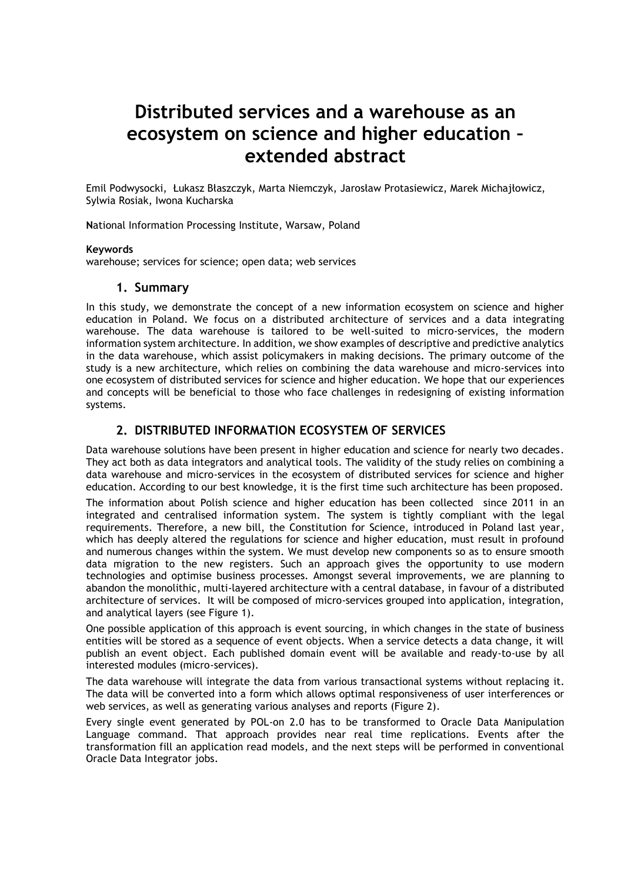# Distributed services and a warehouse as an ecosystem on science and higher education – extended abstract

Emil Podwysocki, Łukasz Błaszczyk, Marta Niemczyk, Jarosław Protasiewicz, Marek Michajłowicz, Sylwia Rosiak, Iwona Kucharska

**N**ational Information Processing Institute, Warsaw, Poland

**Keywords**
warehouse; services for science; open data; web services

## 1. Summary

In this study, we demonstrate the concept of a new information ecosystem on science and higher education in Poland. We focus on a distributed architecture of services and a data integrating warehouse. The data warehouse is tailored to be well-suited to micro-services, the modern information system architecture. In addition, we show examples of descriptive and predictive analytics in the data warehouse, which assist policymakers in making decisions. The primary outcome of the study is a new architecture, which relies on combining the data warehouse and micro-services into one ecosystem of distributed services for science and higher education. We hope that our experiences and concepts will be beneficial to those who face challenges in redesigning of existing information systems.

## 2. DISTRIBUTED INFORMATION ECOSYSTEM OF SERVICES

Data warehouse solutions have been present in higher education and science for nearly two decades. They act both as data integrators and analytical tools. The validity of the study relies on combining a data warehouse and micro-services in the ecosystem of distributed services for science and higher education. According to our best knowledge, it is the first time such architecture has been proposed.

The information about Polish science and higher education has been collected since 2011 in an integrated and centralised information system. The system is tightly compliant with the legal requirements. Therefore, a new bill, the Constitution for Science, introduced in Poland last year, which has deeply altered the regulations for science and higher education, must result in profound and numerous changes within the system. We must develop new components so as to ensure smooth data migration to the new registers. Such an approach gives the opportunity to use modern technologies and optimise business processes. Amongst several improvements, we are planning to abandon the monolithic, multi-layered architecture with a central database, in favour of a distributed architecture of services. It will be composed of micro-services grouped into application, integration, and analytical layers (see Figure 1).

One possible application of this approach is event sourcing, in which changes in the state of business entities will be stored as a sequence of event objects. When a service detects a data change, it will publish an event object. Each published domain event will be available and ready-to-use by all interested modules (micro-services).

The data warehouse will integrate the data from various transactional systems without replacing it. The data will be converted into a form which allows optimal responsiveness of user interferences or web services, as well as generating various analyses and reports (Figure 2).

Every single event generated by POL-on 2.0 has to be transformed to Oracle Data Manipulation Language command. That approach provides near real time replications. Events after the transformation fill an application read models, and the next steps will be performed in conventional Oracle Data Integrator jobs.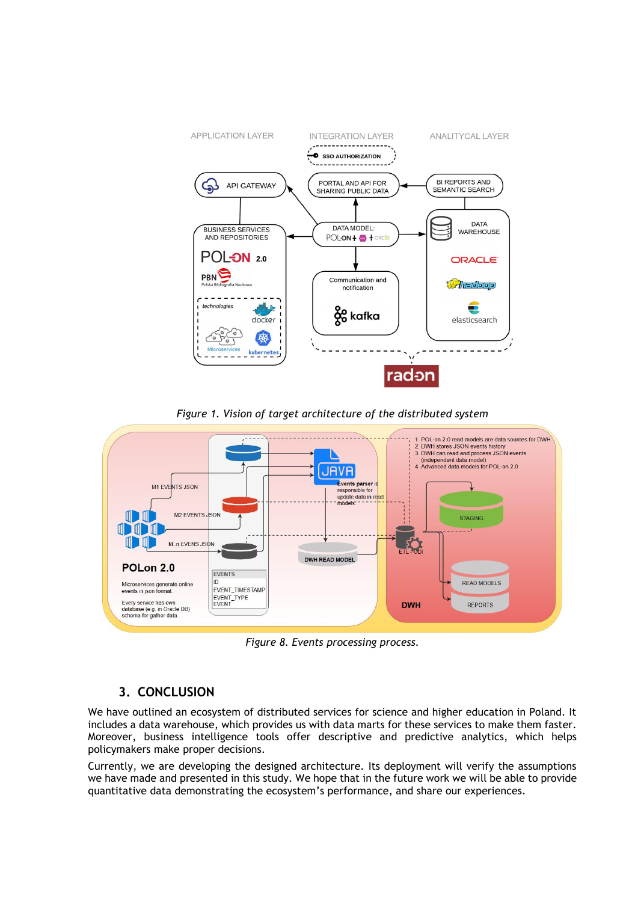*Figure 1. Vision of target architecture of the distributed system*

*Figure 8. Events processing process.*

## 3. CONCLUSION

We have outlined an ecosystem of distributed services for science and higher education in Poland. It includes a data warehouse, which provides us with data marts for these services to make them faster. Moreover, business intelligence tools offer descriptive and predictive analytics, which helps policymakers make proper decisions.

Currently, we are developing the designed architecture. Its deployment will verify the assumptions we have made and presented in this study. We hope that in the future work we will be able to provide quantitative data demonstrating the ecosystem's performance, and share our experiences.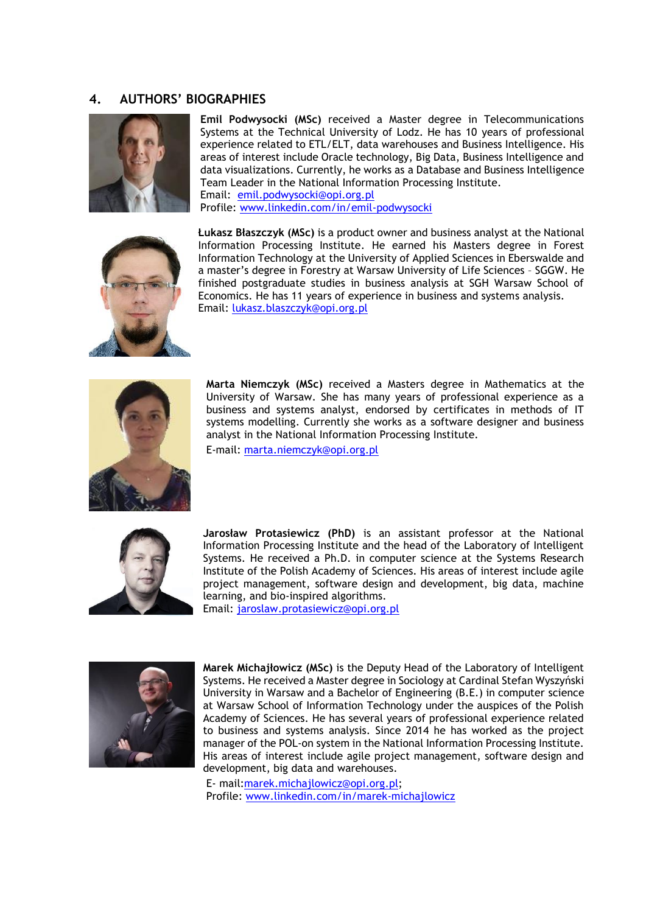## 4. AUTHORS' BIOGRAPHIES

**Emil Podwysocki (MSc)** received a Master degree in Telecommunications Systems at the Technical University of Lodz. He has 10 years of professional experience related to ETL/ELT, data warehouses and Business Intelligence. His areas of interest include Oracle technology, Big Data, Business Intelligence and data visualizations. Currently, he works as a Database and Business Intelligence Team Leader in the National Information Processing Institute.
Email: emil.podwysocki@opi.org.pl
Profile: www.linkedin.com/in/emil-podwysocki

**Łukasz Błaszczyk (MSc)** is a product owner and business analyst at the National Information Processing Institute. He earned his Masters degree in Forest Information Technology at the University of Applied Sciences in Eberswalde and a master's degree in Forestry at Warsaw University of Life Sciences – SGGW. He finished postgraduate studies in business analysis at SGH Warsaw School of Economics. He has 11 years of experience in business and systems analysis.
Email: lukasz.blaszczyk@opi.org.pl

**Marta Niemczyk (MSc)** received a Masters degree in Mathematics at the University of Warsaw. She has many years of professional experience as a business and systems analyst, endorsed by certificates in methods of IT systems modelling. Currently she works as a software designer and business analyst in the National Information Processing Institute.

E-mail: marta.niemczyk@opi.org.pl

**Jarosław Protasiewicz (PhD)** is an assistant professor at the National Information Processing Institute and the head of the Laboratory of Intelligent Systems. He received a Ph.D. in computer science at the Systems Research Institute of the Polish Academy of Sciences. His areas of interest include agile project management, software design and development, big data, machine learning, and bio-inspired algorithms.
Email: jaroslaw.protasiewicz@opi.org.pl

**Marek Michajłowicz (MSc)** is the Deputy Head of the Laboratory of Intelligent Systems. He received a Master degree in Sociology at Cardinal Stefan Wyszyński University in Warsaw and a Bachelor of Engineering (B.E.) in computer science at Warsaw School of Information Technology under the auspices of the Polish Academy of Sciences. He has several years of professional experience related to business and systems analysis. Since 2014 he has worked as the project manager of the POL-on system in the National Information Processing Institute. His areas of interest include agile project management, software design and development, big data and warehouses.

E- mail:marek.michajlowicz@opi.org.pl;
Profile: www.linkedin.com/in/marek-michajlowicz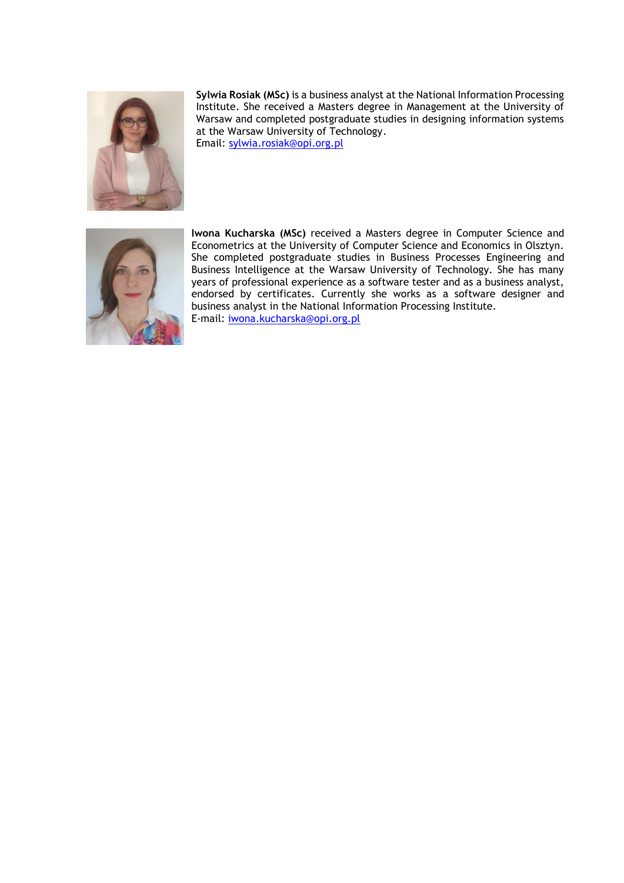**Sylwia Rosiak (MSc)** is a business analyst at the National Information Processing Institute. She received a Masters degree in Management at the University of Warsaw and completed postgraduate studies in designing information systems at the Warsaw University of Technology.
Email: sylwia.rosiak@opi.org.pl

**Iwona Kucharska (MSc)** received a Masters degree in Computer Science and Econometrics at the University of Computer Science and Economics in Olsztyn. She completed postgraduate studies in Business Processes Engineering and Business Intelligence at the Warsaw University of Technology. She has many years of professional experience as a software tester and as a business analyst, endorsed by certificates. Currently she works as a software designer and business analyst in the National Information Processing Institute.
E-mail: iwona.kucharska@opi.org.pl